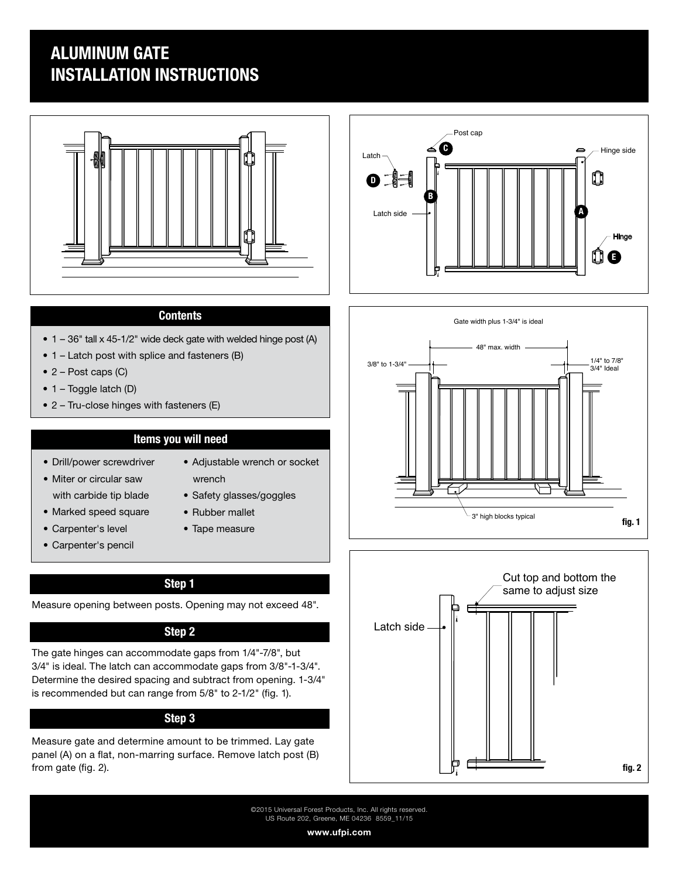# ALUMINUM GATE INSTALLATION INSTRUCTIONS

## Contents

- 1 – 36" tall x 45-1/2" wide deck gate with welded hinge post (A)
- 1 – Latch post with splice and fasteners (B)
- 2 – Post caps (C)
- 1 – Toggle latch (D)
- 2 – Tru-close hinges with fasteners (E)

## Items you will need

- Drill/power screwdriver
- Miter or circular saw with carbide tip blade
- Marked speed square
- Carpenter's level
- Carpenter's pencil
- Adjustable wrench or socket wrench
- Safety glasses/goggles
- Rubber mallet
- Tape measure

## Step 1

Measure opening between posts. Opening may not exceed 48".

## Step 2

The gate hinges can accommodate gaps from 1/4"-7/8", but 3/4" is ideal. The latch can accommodate gaps from 3/8"-1-3/4". Determine the desired spacing and subtract from opening. 1-3/4" is recommended but can range from 5/8" to 2-1/2" (fig. 1).

## Step 3

Measure gate and determine amount to be trimmed. Lay gate panel (A) on a flat, non-marring surface. Remove latch post (B) from gate (fig. 2).

Post cap C, Latch D, Latch side B, Hinge side A, Hinge E

Gate width plus 1-3/4" is ideal

48" max. width

3/8" to 1-3/4"

1/4" to 7/8" 3/4" Ideal

3" high blocks typical

fig. 1

Cut top and bottom the same to adjust size

Latch side

fig. 2

©2015 Universal Forest Products, Inc. All rights reserved.
US Route 202, Greene, ME 04236 8559_11/15

www.ufpi.com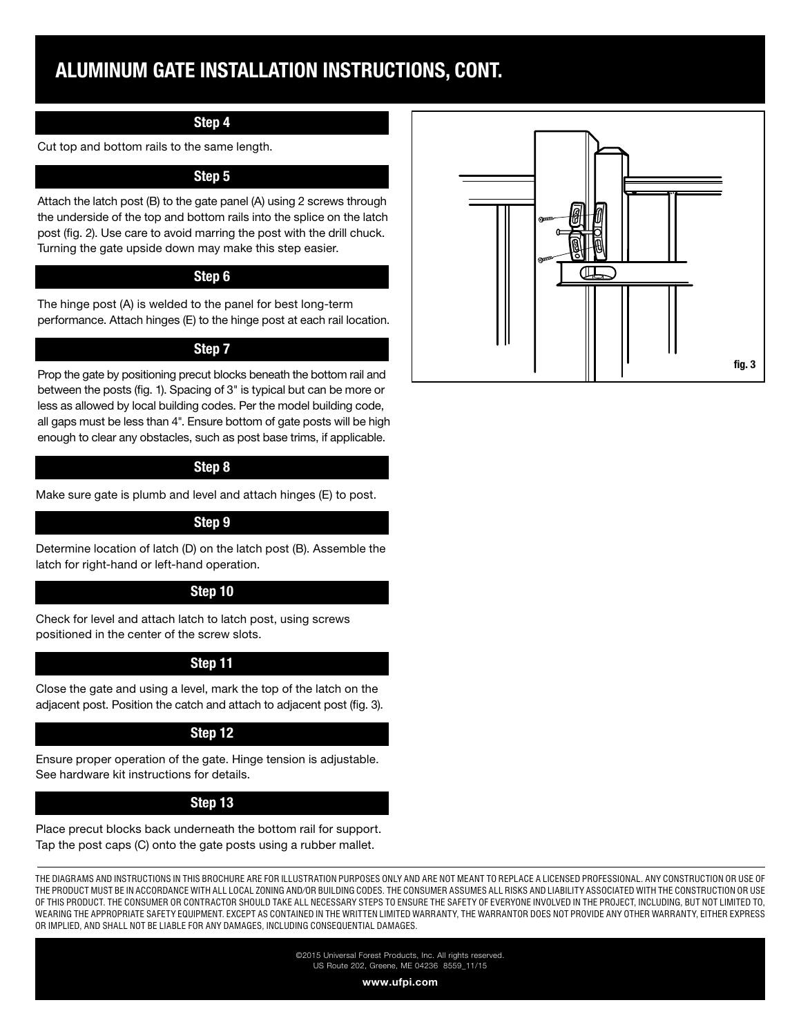# ALUMINUM GATE INSTALLATION INSTRUCTIONS, CONT.

## Step 4

Cut top and bottom rails to the same length.

## Step 5

Attach the latch post (B) to the gate panel (A) using 2 screws through the underside of the top and bottom rails into the splice on the latch post (fig. 2). Use care to avoid marring the post with the drill chuck. Turning the gate upside down may make this step easier.

## Step 6

The hinge post (A) is welded to the panel for best long-term performance. Attach hinges (E) to the hinge post at each rail location.

## Step 7

Prop the gate by positioning precut blocks beneath the bottom rail and between the posts (fig. 1). Spacing of 3" is typical but can be more or less as allowed by local building codes. Per the model building code, all gaps must be less than 4". Ensure bottom of gate posts will be high enough to clear any obstacles, such as post base trims, if applicable.

## Step 8

Make sure gate is plumb and level and attach hinges (E) to post.

## Step 9

Determine location of latch (D) on the latch post (B). Assemble the latch for right-hand or left-hand operation.

## Step 10

Check for level and attach latch to latch post, using screws positioned in the center of the screw slots.

## Step 11

Close the gate and using a level, mark the top of the latch on the adjacent post. Position the catch and attach to adjacent post (fig. 3).

## Step 12

Ensure proper operation of the gate. Hinge tension is adjustable. See hardware kit instructions for details.

## Step 13

Place precut blocks back underneath the bottom rail for support. Tap the post caps (C) onto the gate posts using a rubber mallet.

fig. 3

THE DIAGRAMS AND INSTRUCTIONS IN THIS BROCHURE ARE FOR ILLUSTRATION PURPOSES ONLY AND ARE NOT MEANT TO REPLACE A LICENSED PROFESSIONAL. ANY CONSTRUCTION OR USE OF THE PRODUCT MUST BE IN ACCORDANCE WITH ALL LOCAL ZONING AND/OR BUILDING CODES. THE CONSUMER ASSUMES ALL RISKS AND LIABILITY ASSOCIATED WITH THE CONSTRUCTION OR USE OF THIS PRODUCT. THE CONSUMER OR CONTRACTOR SHOULD TAKE ALL NECESSARY STEPS TO ENSURE THE SAFETY OF EVERYONE INVOLVED IN THE PROJECT, INCLUDING, BUT NOT LIMITED TO, WEARING THE APPROPRIATE SAFETY EQUIPMENT. EXCEPT AS CONTAINED IN THE WRITTEN LIMITED WARRANTY, THE WARRANTOR DOES NOT PROVIDE ANY OTHER WARRANTY, EITHER EXPRESS OR IMPLIED, AND SHALL NOT BE LIABLE FOR ANY DAMAGES, INCLUDING CONSEQUENTIAL DAMAGES.

©2015 Universal Forest Products, Inc. All rights reserved.
US Route 202, Greene, ME 04236 8559_11/15

**www.ufpi.com**